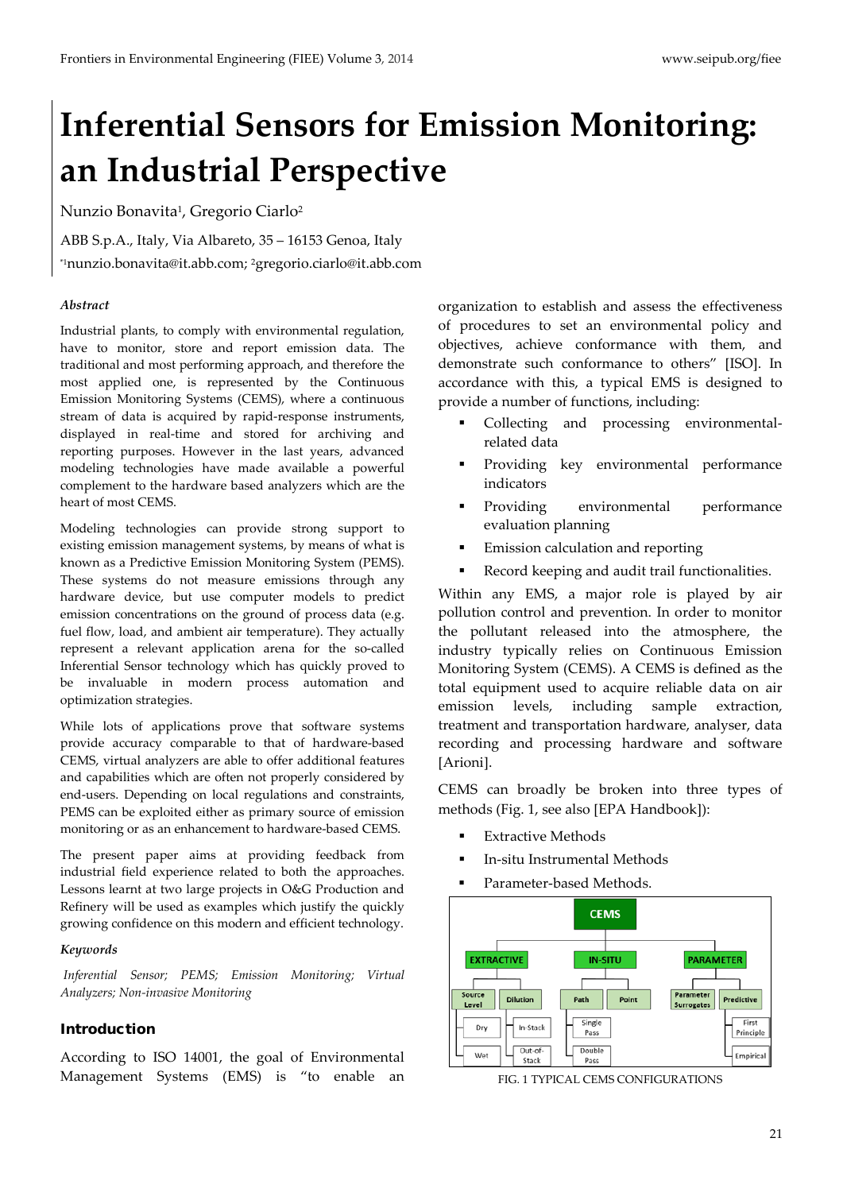# Inferential Sensors for Emission Monitoring: an Industrial Perspective

Nunzio Bonavita[1], Gregorio Ciarlo[2]

ABB S.p.A., Italy, Via Albareto, 35 – 16153 Genoa, Italy

*[1]nunzio.bonavita@it.abb.com; [2]gregorio.ciarlo@it.abb.com

### *Abstract*

Industrial plants, to comply with environmental regulation, have to monitor, store and report emission data. The traditional and most performing approach, and therefore the most applied one, is represented by the Continuous Emission Monitoring Systems (CEMS), where a continuous stream of data is acquired by rapid-response instruments, displayed in real-time and stored for archiving and reporting purposes. However in the last years, advanced modeling technologies have made available a powerful complement to the hardware based analyzers which are the heart of most CEMS.

Modeling technologies can provide strong support to existing emission management systems, by means of what is known as a Predictive Emission Monitoring System (PEMS). These systems do not measure emissions through any hardware device, but use computer models to predict emission concentrations on the ground of process data (e.g. fuel flow, load, and ambient air temperature). They actually represent a relevant application arena for the so-called Inferential Sensor technology which has quickly proved to be invaluable in modern process automation and optimization strategies.

While lots of applications prove that software systems provide accuracy comparable to that of hardware-based CEMS, virtual analyzers are able to offer additional features and capabilities which are often not properly considered by end-users. Depending on local regulations and constraints, PEMS can be exploited either as primary source of emission monitoring or as an enhancement to hardware-based CEMS.

The present paper aims at providing feedback from industrial field experience related to both the approaches. Lessons learnt at two large projects in O&G Production and Refinery will be used as examples which justify the quickly growing confidence on this modern and efficient technology.

### *Keywords*

*Inferential Sensor; PEMS; Emission Monitoring; Virtual Analyzers; Non-invasive Monitoring*

## Introduction

According to ISO 14001, the goal of Environmental Management Systems (EMS) is "to enable an organization to establish and assess the effectiveness of procedures to set an environmental policy and objectives, achieve conformance with them, and demonstrate such conformance to others" [ISO]. In accordance with this, a typical EMS is designed to provide a number of functions, including:

- Collecting and processing environmental-related data
- Providing key environmental performance indicators
- Providing environmental performance evaluation planning
- Emission calculation and reporting
- Record keeping and audit trail functionalities.

Within any EMS, a major role is played by air pollution control and prevention. In order to monitor the pollutant released into the atmosphere, the industry typically relies on Continuous Emission Monitoring System (CEMS). A CEMS is defined as the total equipment used to acquire reliable data on air emission levels, including sample extraction, treatment and transportation hardware, analyser, data recording and processing hardware and software [Arioni].

CEMS can broadly be broken into three types of methods (Fig. 1, see also [EPA Handbook]):

- Extractive Methods
- In-situ Instrumental Methods
- Parameter-based Methods.

FIG. 1 TYPICAL CEMS CONFIGURATIONS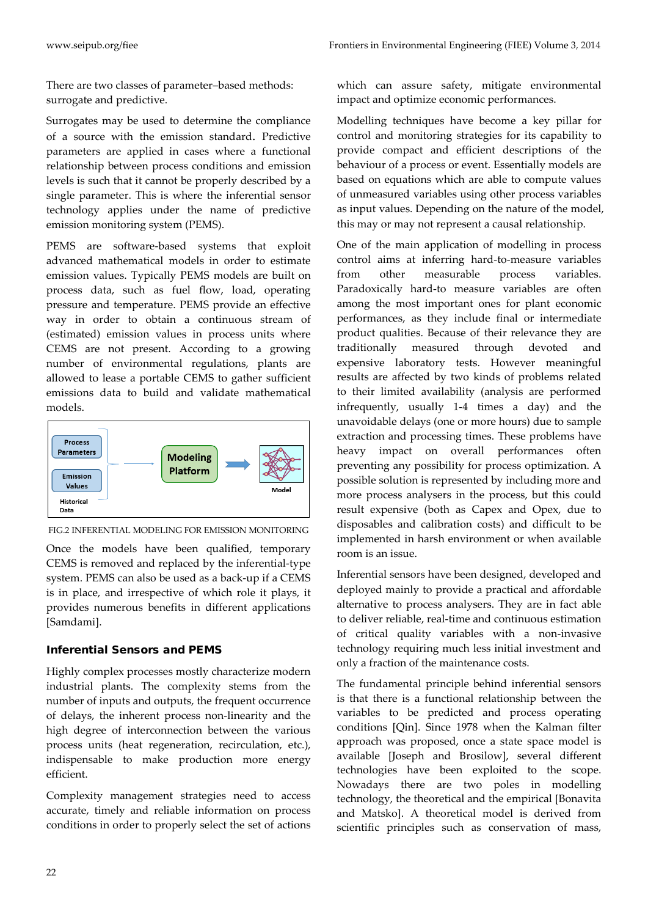There are two classes of parameter–based methods: surrogate and predictive.

Surrogates may be used to determine the compliance of a source with the emission standard. Predictive parameters are applied in cases where a functional relationship between process conditions and emission levels is such that it cannot be properly described by a single parameter. This is where the inferential sensor technology applies under the name of predictive emission monitoring system (PEMS).

PEMS are software-based systems that exploit advanced mathematical models in order to estimate emission values. Typically PEMS models are built on process data, such as fuel flow, load, operating pressure and temperature. PEMS provide an effective way in order to obtain a continuous stream of (estimated) emission values in process units where CEMS are not present. According to a growing number of environmental regulations, plants are allowed to lease a portable CEMS to gather sufficient emissions data to build and validate mathematical models.

FIG.2 INFERENTIAL MODELING FOR EMISSION MONITORING

Once the models have been qualified, temporary CEMS is removed and replaced by the inferential-type system. PEMS can also be used as a back-up if a CEMS is in place, and irrespective of which role it plays, it provides numerous benefits in different applications [Samdami].

## Inferential Sensors and PEMS

Highly complex processes mostly characterize modern industrial plants. The complexity stems from the number of inputs and outputs, the frequent occurrence of delays, the inherent process non-linearity and the high degree of interconnection between the various process units (heat regeneration, recirculation, etc.), indispensable to make production more energy efficient.

Complexity management strategies need to access accurate, timely and reliable information on process conditions in order to properly select the set of actions which can assure safety, mitigate environmental impact and optimize economic performances.

Modelling techniques have become a key pillar for control and monitoring strategies for its capability to provide compact and efficient descriptions of the behaviour of a process or event. Essentially models are based on equations which are able to compute values of unmeasured variables using other process variables as input values. Depending on the nature of the model, this may or may not represent a causal relationship.

One of the main application of modelling in process control aims at inferring hard-to-measure variables from other measurable process variables. Paradoxically hard-to measure variables are often among the most important ones for plant economic performances, as they include final or intermediate product qualities. Because of their relevance they are traditionally measured through devoted and expensive laboratory tests. However meaningful results are affected by two kinds of problems related to their limited availability (analysis are performed infrequently, usually 1-4 times a day) and the unavoidable delays (one or more hours) due to sample extraction and processing times. These problems have heavy impact on overall performances often preventing any possibility for process optimization. A possible solution is represented by including more and more process analysers in the process, but this could result expensive (both as Capex and Opex, due to disposables and calibration costs) and difficult to be implemented in harsh environment or when available room is an issue.

Inferential sensors have been designed, developed and deployed mainly to provide a practical and affordable alternative to process analysers. They are in fact able to deliver reliable, real-time and continuous estimation of critical quality variables with a non-invasive technology requiring much less initial investment and only a fraction of the maintenance costs.

The fundamental principle behind inferential sensors is that there is a functional relationship between the variables to be predicted and process operating conditions [Qin]. Since 1978 when the Kalman filter approach was proposed, once a state space model is available [Joseph and Brosilow], several different technologies have been exploited to the scope. Nowadays there are two poles in modelling technology, the theoretical and the empirical [Bonavita and Matsko]. A theoretical model is derived from scientific principles such as conservation of mass,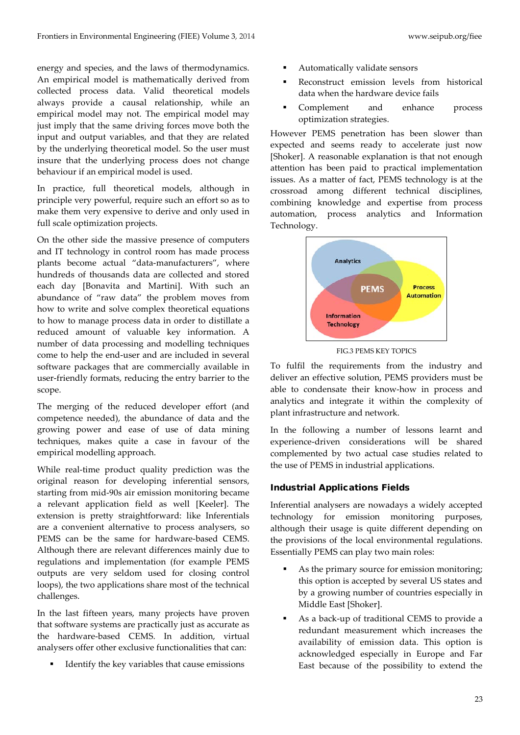energy and species, and the laws of thermodynamics. An empirical model is mathematically derived from collected process data. Valid theoretical models always provide a causal relationship, while an empirical model may not. The empirical model may just imply that the same driving forces move both the input and output variables, and that they are related by the underlying theoretical model. So the user must insure that the underlying process does not change behaviour if an empirical model is used.

In practice, full theoretical models, although in principle very powerful, require such an effort so as to make them very expensive to derive and only used in full scale optimization projects.

On the other side the massive presence of computers and IT technology in control room has made process plants become actual "data-manufacturers", where hundreds of thousands data are collected and stored each day [Bonavita and Martini]. With such an abundance of "raw data" the problem moves from how to write and solve complex theoretical equations to how to manage process data in order to distillate a reduced amount of valuable key information. A number of data processing and modelling techniques come to help the end-user and are included in several software packages that are commercially available in user-friendly formats, reducing the entry barrier to the scope.

The merging of the reduced developer effort (and competence needed), the abundance of data and the growing power and ease of use of data mining techniques, makes quite a case in favour of the empirical modelling approach.

While real-time product quality prediction was the original reason for developing inferential sensors, starting from mid-90s air emission monitoring became a relevant application field as well [Keeler]. The extension is pretty straightforward: like Inferentials are a convenient alternative to process analysers, so PEMS can be the same for hardware-based CEMS. Although there are relevant differences mainly due to regulations and implementation (for example PEMS outputs are very seldom used for closing control loops), the two applications share most of the technical challenges.

In the last fifteen years, many projects have proven that software systems are practically just as accurate as the hardware-based CEMS. In addition, virtual analysers offer other exclusive functionalities that can:

- Identify the key variables that cause emissions
- Automatically validate sensors
- Reconstruct emission levels from historical data when the hardware device fails
- Complement and enhance process optimization strategies.

However PEMS penetration has been slower than expected and seems ready to accelerate just now [Shoker]. A reasonable explanation is that not enough attention has been paid to practical implementation issues. As a matter of fact, PEMS technology is at the crossroad among different technical disciplines, combining knowledge and expertise from process automation, process analytics and Information Technology.

FIG.3 PEMS KEY TOPICS

To fulfil the requirements from the industry and deliver an effective solution, PEMS providers must be able to condensate their know-how in process and analytics and integrate it within the complexity of plant infrastructure and network.

In the following a number of lessons learnt and experience-driven considerations will be shared complemented by two actual case studies related to the use of PEMS in industrial applications.

## Industrial Applications Fields

Inferential analysers are nowadays a widely accepted technology for emission monitoring purposes, although their usage is quite different depending on the provisions of the local environmental regulations. Essentially PEMS can play two main roles:

- As the primary source for emission monitoring; this option is accepted by several US states and by a growing number of countries especially in Middle East [Shoker].
- As a back-up of traditional CEMS to provide a redundant measurement which increases the availability of emission data. This option is acknowledged especially in Europe and Far East because of the possibility to extend the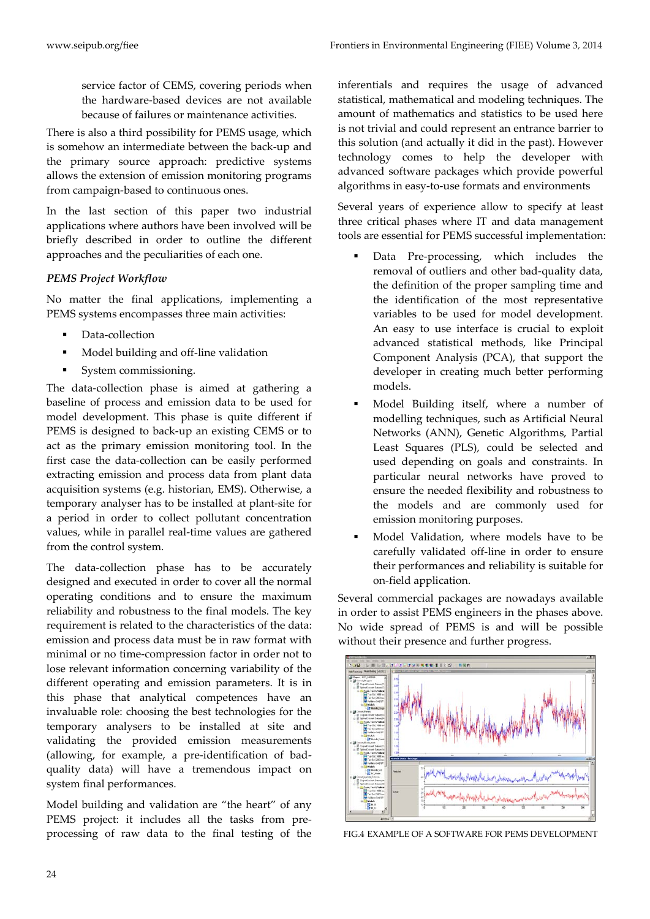service factor of CEMS, covering periods when the hardware-based devices are not available because of failures or maintenance activities.

There is also a third possibility for PEMS usage, which is somehow an intermediate between the back-up and the primary source approach: predictive systems allows the extension of emission monitoring programs from campaign-based to continuous ones.

In the last section of this paper two industrial applications where authors have been involved will be briefly described in order to outline the different approaches and the peculiarities of each one.

### *PEMS Project Workflow*

No matter the final applications, implementing a PEMS systems encompasses three main activities:

- Data-collection
- Model building and off-line validation
- System commissioning.

The data-collection phase is aimed at gathering a baseline of process and emission data to be used for model development. This phase is quite different if PEMS is designed to back-up an existing CEMS or to act as the primary emission monitoring tool. In the first case the data-collection can be easily performed extracting emission and process data from plant data acquisition systems (e.g. historian, EMS). Otherwise, a temporary analyser has to be installed at plant-site for a period in order to collect pollutant concentration values, while in parallel real-time values are gathered from the control system.

The data-collection phase has to be accurately designed and executed in order to cover all the normal operating conditions and to ensure the maximum reliability and robustness to the final models. The key requirement is related to the characteristics of the data: emission and process data must be in raw format with minimal or no time-compression factor in order not to lose relevant information concerning variability of the different operating and emission parameters. It is in this phase that analytical competences have an invaluable role: choosing the best technologies for the temporary analysers to be installed at site and validating the provided emission measurements (allowing, for example, a pre-identification of bad-quality data) will have a tremendous impact on system final performances.

Model building and validation are "the heart" of any PEMS project: it includes all the tasks from pre-processing of raw data to the final testing of the inferentials and requires the usage of advanced statistical, mathematical and modeling techniques. The amount of mathematics and statistics to be used here is not trivial and could represent an entrance barrier to this solution (and actually it did in the past). However technology comes to help the developer with advanced software packages which provide powerful algorithms in easy-to-use formats and environments

Several years of experience allow to specify at least three critical phases where IT and data management tools are essential for PEMS successful implementation:

- Data Pre-processing, which includes the removal of outliers and other bad-quality data, the definition of the proper sampling time and the identification of the most representative variables to be used for model development. An easy to use interface is crucial to exploit advanced statistical methods, like Principal Component Analysis (PCA), that support the developer in creating much better performing models.
- Model Building itself, where a number of modelling techniques, such as Artificial Neural Networks (ANN), Genetic Algorithms, Partial Least Squares (PLS), could be selected and used depending on goals and constraints. In particular neural networks have proved to ensure the needed flexibility and robustness to the models and are commonly used for emission monitoring purposes.
- Model Validation, where models have to be carefully validated off-line in order to ensure their performances and reliability is suitable for on-field application.

Several commercial packages are nowadays available in order to assist PEMS engineers in the phases above. No wide spread of PEMS is and will be possible without their presence and further progress.

FIG.4 EXAMPLE OF A SOFTWARE FOR PEMS DEVELOPMENT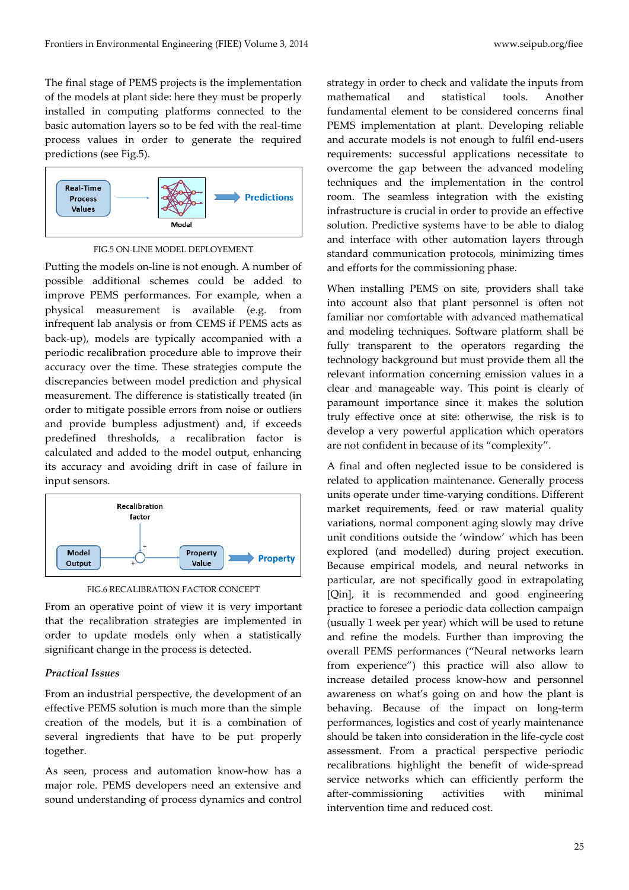The final stage of PEMS projects is the implementation of the models at plant side: here they must be properly installed in computing platforms connected to the basic automation layers so to be fed with the real-time process values in order to generate the required predictions (see Fig.5).

FIG.5 ON-LINE MODEL DEPLOYEMENT

Putting the models on-line is not enough. A number of possible additional schemes could be added to improve PEMS performances. For example, when a physical measurement is available (e.g. from infrequent lab analysis or from CEMS if PEMS acts as back-up), models are typically accompanied with a periodic recalibration procedure able to improve their accuracy over the time. These strategies compute the discrepancies between model prediction and physical measurement. The difference is statistically treated (in order to mitigate possible errors from noise or outliers and provide bumpless adjustment) and, if exceeds predefined thresholds, a recalibration factor is calculated and added to the model output, enhancing its accuracy and avoiding drift in case of failure in input sensors.

FIG.6 RECALIBRATION FACTOR CONCEPT

From an operative point of view it is very important that the recalibration strategies are implemented in order to update models only when a statistically significant change in the process is detected.

### *Practical Issues*

From an industrial perspective, the development of an effective PEMS solution is much more than the simple creation of the models, but it is a combination of several ingredients that have to be put properly together.

As seen, process and automation know-how has a major role. PEMS developers need an extensive and sound understanding of process dynamics and control strategy in order to check and validate the inputs from mathematical and statistical tools. Another fundamental element to be considered concerns final PEMS implementation at plant. Developing reliable and accurate models is not enough to fulfil end-users requirements: successful applications necessitate to overcome the gap between the advanced modeling techniques and the implementation in the control room. The seamless integration with the existing infrastructure is crucial in order to provide an effective solution. Predictive systems have to be able to dialog and interface with other automation layers through standard communication protocols, minimizing times and efforts for the commissioning phase.

When installing PEMS on site, providers shall take into account also that plant personnel is often not familiar nor comfortable with advanced mathematical and modeling techniques. Software platform shall be fully transparent to the operators regarding the technology background but must provide them all the relevant information concerning emission values in a clear and manageable way. This point is clearly of paramount importance since it makes the solution truly effective once at site: otherwise, the risk is to develop a very powerful application which operators are not confident in because of its “complexity”.

A final and often neglected issue to be considered is related to application maintenance. Generally process units operate under time-varying conditions. Different market requirements, feed or raw material quality variations, normal component aging slowly may drive unit conditions outside the ‘window’ which has been explored (and modelled) during project execution. Because empirical models, and neural networks in particular, are not specifically good in extrapolating [Qin], it is recommended and good engineering practice to foresee a periodic data collection campaign (usually 1 week per year) which will be used to retune and refine the models. Further than improving the overall PEMS performances (“Neural networks learn from experience”) this practice will also allow to increase detailed process know-how and personnel awareness on what's going on and how the plant is behaving. Because of the impact on long-term performances, logistics and cost of yearly maintenance should be taken into consideration in the life-cycle cost assessment. From a practical perspective periodic recalibrations highlight the benefit of wide-spread service networks which can efficiently perform the after-commissioning activities with minimal intervention time and reduced cost.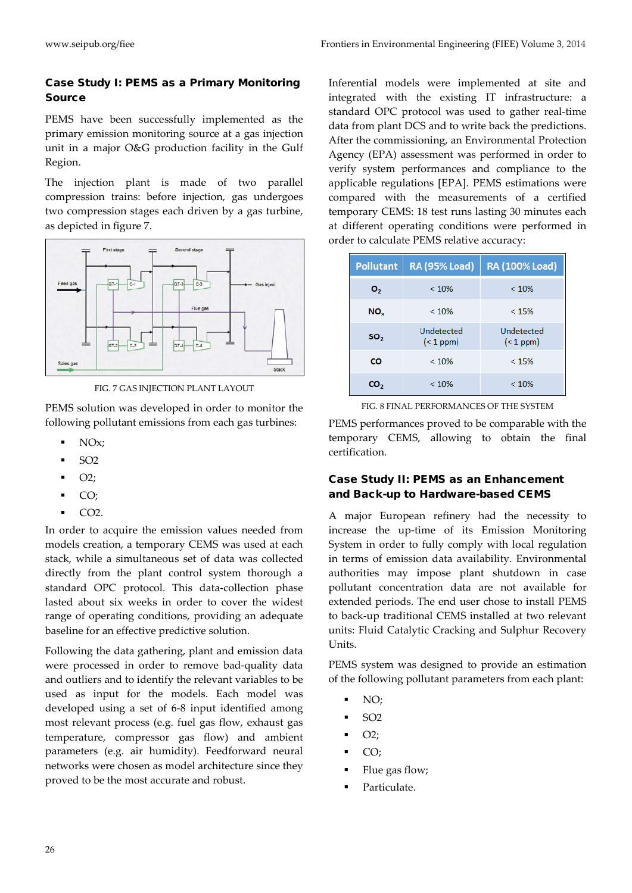## Case Study I: PEMS as a Primary Monitoring Source

PEMS have been successfully implemented as the primary emission monitoring source at a gas injection unit in a major O&G production facility in the Gulf Region.

The injection plant is made of two parallel compression trains: before injection, gas undergoes two compression stages each driven by a gas turbine, as depicted in figure 7.

FIG. 7 GAS INJECTION PLANT LAYOUT

PEMS solution was developed in order to monitor the following pollutant emissions from each gas turbines:

- NOx;
- SO2
- O2;
- CO;
- CO2.

In order to acquire the emission values needed from models creation, a temporary CEMS was used at each stack, while a simultaneous set of data was collected directly from the plant control system thorough a standard OPC protocol. This data-collection phase lasted about six weeks in order to cover the widest range of operating conditions, providing an adequate baseline for an effective predictive solution.

Following the data gathering, plant and emission data were processed in order to remove bad-quality data and outliers and to identify the relevant variables to be used as input for the models. Each model was developed using a set of 6-8 input identified among most relevant process (e.g. fuel gas flow, exhaust gas temperature, compressor gas flow) and ambient parameters (e.g. air humidity). Feedforward neural networks were chosen as model architecture since they proved to be the most accurate and robust.

Inferential models were implemented at site and integrated with the existing IT infrastructure: a standard OPC protocol was used to gather real-time data from plant DCS and to write back the predictions. After the commissioning, an Environmental Protection Agency (EPA) assessment was performed in order to verify system performances and compliance to the applicable regulations [EPA]. PEMS estimations were compared with the measurements of a certified temporary CEMS: 18 test runs lasting 30 minutes each at different operating conditions were performed in order to calculate PEMS relative accuracy:

| Pollutant | RA (95% Load) | RA (100% Load) |
| --- | --- | --- |
| $O_2$ | < 10% | < 10% |
| $NO_x$ | < 10% | < 15% |
| $SO_2$ | Undetected (< 1 ppm) | Undetected (< 1 ppm) |
| CO | < 10% | < 15% |
| $CO_2$ | < 10% | < 10% |

FIG. 8 FINAL PERFORMANCES OF THE SYSTEM

PEMS performances proved to be comparable with the temporary CEMS, allowing to obtain the final certification.

## Case Study II: PEMS as an Enhancement and Back-up to Hardware-based CEMS

A major European refinery had the necessity to increase the up-time of its Emission Monitoring System in order to fully comply with local regulation in terms of emission data availability. Environmental authorities may impose plant shutdown in case pollutant concentration data are not available for extended periods. The end user chose to install PEMS to back-up traditional CEMS installed at two relevant units: Fluid Catalytic Cracking and Sulphur Recovery Units.

PEMS system was designed to provide an estimation of the following pollutant parameters from each plant:

- NO;
- SO2
- O2;
- CO;
- Flue gas flow;
- Particulate.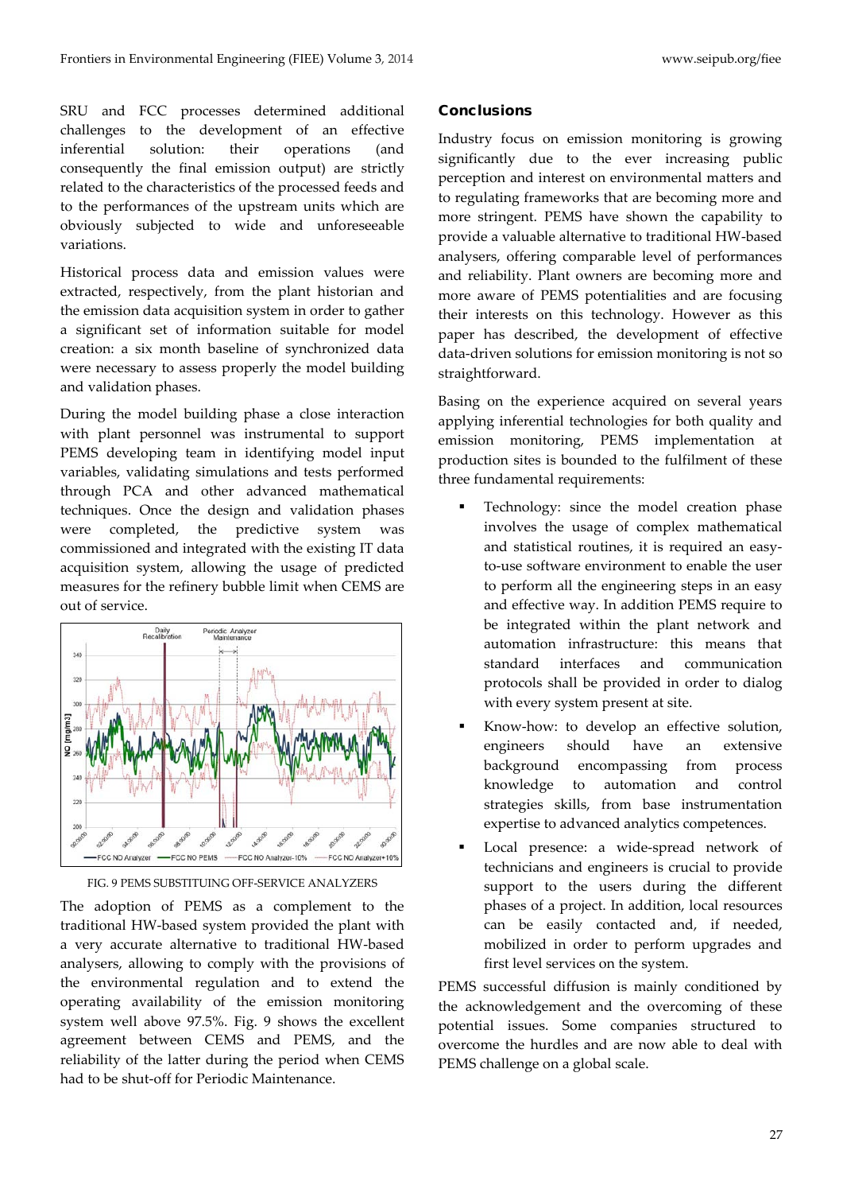SRU and FCC processes determined additional challenges to the development of an effective inferential solution: their operations (and consequently the final emission output) are strictly related to the characteristics of the processed feeds and to the performances of the upstream units which are obviously subjected to wide and unforeseeable variations.

Historical process data and emission values were extracted, respectively, from the plant historian and the emission data acquisition system in order to gather a significant set of information suitable for model creation: a six month baseline of synchronized data were necessary to assess properly the model building and validation phases.

During the model building phase a close interaction with plant personnel was instrumental to support PEMS developing team in identifying model input variables, validating simulations and tests performed through PCA and other advanced mathematical techniques. Once the design and validation phases were completed, the predictive system was commissioned and integrated with the existing IT data acquisition system, allowing the usage of predicted measures for the refinery bubble limit when CEMS are out of service.

FIG. 9 PEMS SUBSTITUING OFF-SERVICE ANALYZERS

The adoption of PEMS as a complement to the traditional HW-based system provided the plant with a very accurate alternative to traditional HW-based analysers, allowing to comply with the provisions of the environmental regulation and to extend the operating availability of the emission monitoring system well above 97.5%. Fig. 9 shows the excellent agreement between CEMS and PEMS, and the reliability of the latter during the period when CEMS had to be shut-off for Periodic Maintenance.

## Conclusions

Industry focus on emission monitoring is growing significantly due to the ever increasing public perception and interest on environmental matters and to regulating frameworks that are becoming more and more stringent. PEMS have shown the capability to provide a valuable alternative to traditional HW-based analysers, offering comparable level of performances and reliability. Plant owners are becoming more and more aware of PEMS potentialities and are focusing their interests on this technology. However as this paper has described, the development of effective data-driven solutions for emission monitoring is not so straightforward.

Basing on the experience acquired on several years applying inferential technologies for both quality and emission monitoring, PEMS implementation at production sites is bounded to the fulfilment of these three fundamental requirements:

- Technology: since the model creation phase involves the usage of complex mathematical and statistical routines, it is required an easy-to-use software environment to enable the user to perform all the engineering steps in an easy and effective way. In addition PEMS require to be integrated within the plant network and automation infrastructure: this means that standard interfaces and communication protocols shall be provided in order to dialog with every system present at site.
- Know-how: to develop an effective solution, engineers should have an extensive background encompassing from process knowledge to automation and control strategies skills, from base instrumentation expertise to advanced analytics competences.
- Local presence: a wide-spread network of technicians and engineers is crucial to provide support to the users during the different phases of a project. In addition, local resources can be easily contacted and, if needed, mobilized in order to perform upgrades and first level services on the system.

PEMS successful diffusion is mainly conditioned by the acknowledgement and the overcoming of these potential issues. Some companies structured to overcome the hurdles and are now able to deal with PEMS challenge on a global scale.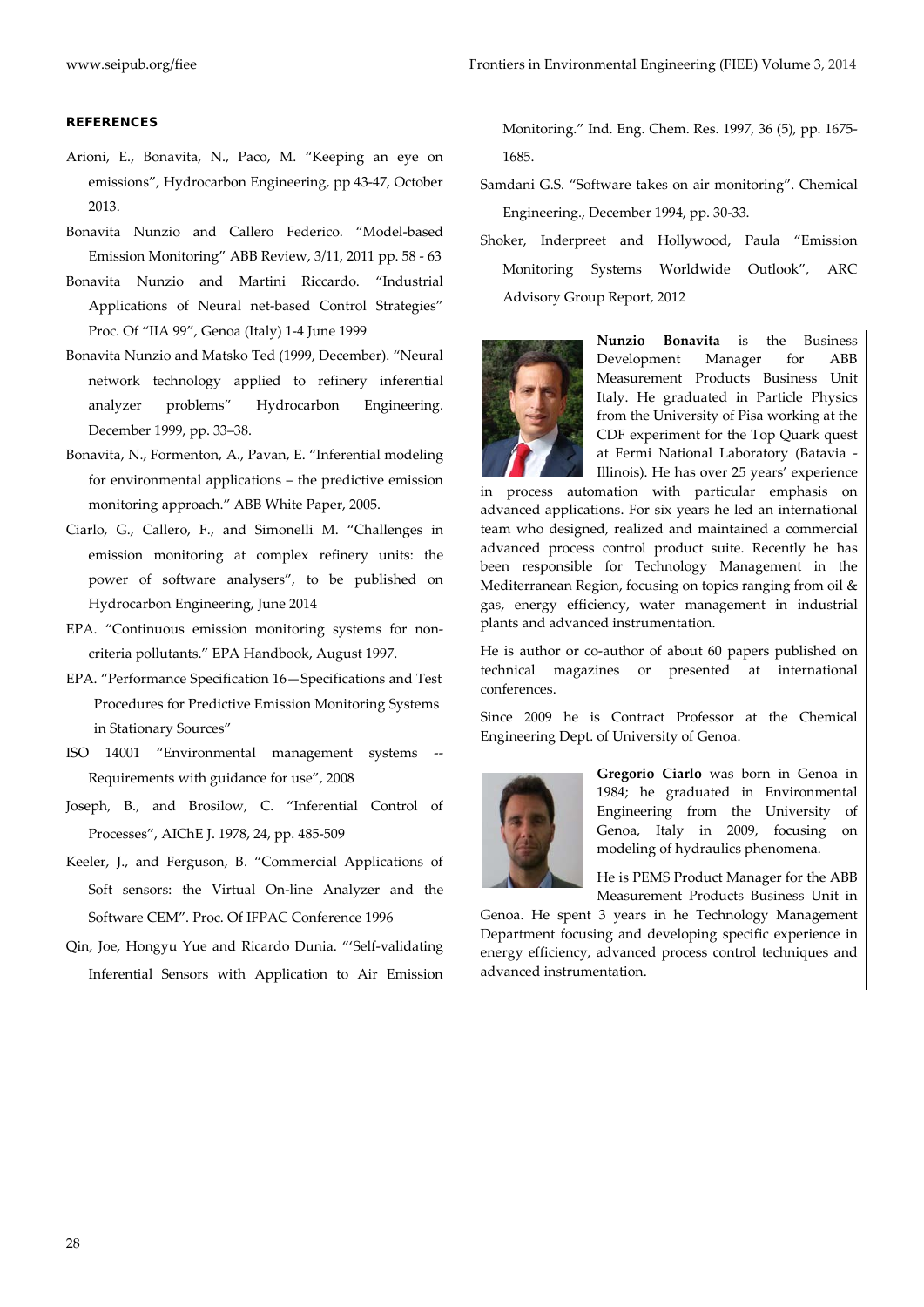## REFERENCES

Arioni, E., Bonavita, N., Paco, M. "Keeping an eye on emissions", Hydrocarbon Engineering, pp 43-47, October 2013.

Bonavita Nunzio and Callero Federico. "Model-based Emission Monitoring" ABB Review, 3/11, 2011 pp. 58 - 63

Bonavita Nunzio and Martini Riccardo. "Industrial Applications of Neural net-based Control Strategies" Proc. Of "IIA 99", Genoa (Italy) 1-4 June 1999

Bonavita Nunzio and Matsko Ted (1999, December). "Neural network technology applied to refinery inferential analyzer problems" Hydrocarbon Engineering. December 1999, pp. 33–38.

Bonavita, N., Formenton, A., Pavan, E. "Inferential modeling for environmental applications – the predictive emission monitoring approach." ABB White Paper, 2005.

Ciarlo, G., Callero, F., and Simonelli M. "Challenges in emission monitoring at complex refinery units: the power of software analysers", to be published on Hydrocarbon Engineering, June 2014

EPA. "Continuous emission monitoring systems for non-criteria pollutants." EPA Handbook, August 1997.

EPA. "Performance Specification 16—Specifications and Test Procedures for Predictive Emission Monitoring Systems in Stationary Sources"

ISO 14001 "Environmental management systems -- Requirements with guidance for use", 2008

Joseph, B., and Brosilow, C. "Inferential Control of Processes", AIChE J. 1978, 24, pp. 485-509

Keeler, J., and Ferguson, B. "Commercial Applications of Soft sensors: the Virtual On-line Analyzer and the Software CEM". Proc. Of IFPAC Conference 1996

Qin, Joe, Hongyu Yue and Ricardo Dunia. "'Self-validating Inferential Sensors with Application to Air Emission Monitoring." Ind. Eng. Chem. Res. 1997, 36 (5), pp. 1675-1685.

Samdani G.S. "Software takes on air monitoring". Chemical Engineering., December 1994, pp. 30-33.

Shoker, Inderpreet and Hollywood, Paula "Emission Monitoring Systems Worldwide Outlook", ARC Advisory Group Report, 2012

**Nunzio Bonavita** is the Business Development Manager for ABB Measurement Products Business Unit Italy. He graduated in Particle Physics from the University of Pisa working at the CDF experiment for the Top Quark quest at Fermi National Laboratory (Batavia - Illinois). He has over 25 years' experience in process automation with particular emphasis on advanced applications. For six years he led an international team who designed, realized and maintained a commercial advanced process control product suite. Recently he has been responsible for Technology Management in the Mediterranean Region, focusing on topics ranging from oil & gas, energy efficiency, water management in industrial plants and advanced instrumentation.

He is author or co-author of about 60 papers published on technical magazines or presented at international conferences.

Since 2009 he is Contract Professor at the Chemical Engineering Dept. of University of Genoa.

**Gregorio Ciarlo** was born in Genoa in 1984; he graduated in Environmental Engineering from the University of Genoa, Italy in 2009, focusing on modeling of hydraulics phenomena.

He is PEMS Product Manager for the ABB Measurement Products Business Unit in Genoa. He spent 3 years in he Technology Management Department focusing and developing specific experience in energy efficiency, advanced process control techniques and advanced instrumentation.